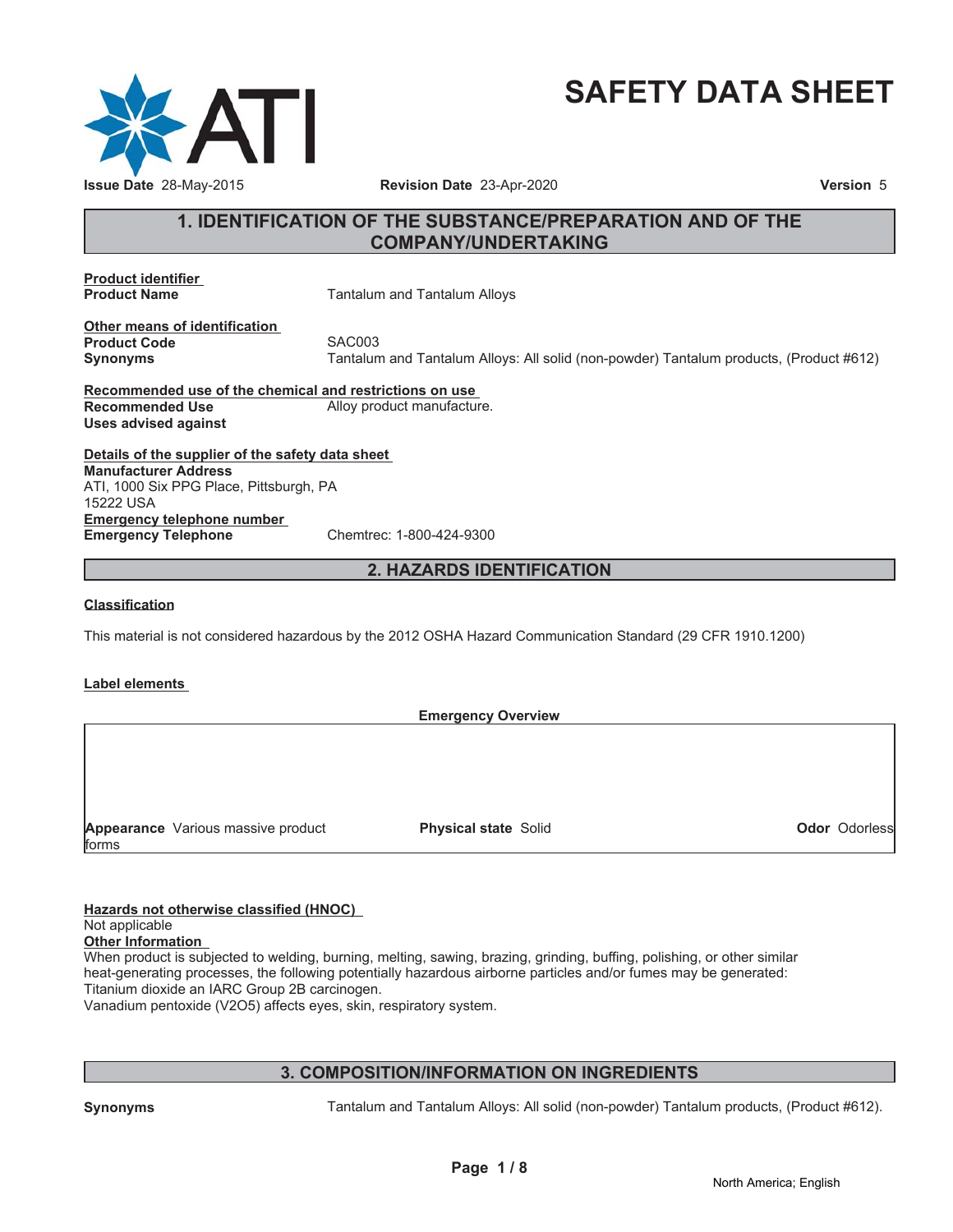# SAFETY DATA SHEET

**Issue Date** 28-May-2015 **Revision Date** 23-Apr-2020 **Version** 5

## 1. IDENTIFICATION OF THE SUBSTANCE/PREPARATION AND OF THE COMPANY/UNDERTAKING

**Product identifier**

**Product Name** Tantalum and Tantalum Alloys

**Other means of identification**

**Product Code** SAC003

**Synonyms** Tantalum and Tantalum Alloys: All solid (non-powder) Tantalum products, (Product #612)

**Recommended use of the chemical and restrictions on use**

**Recommended Use** Alloy product manufacture.

**Uses advised against**

**Details of the supplier of the safety data sheet**

**Manufacturer Address**
ATI, 1000 Six PPG Place, Pittsburgh, PA
15222 USA

**Emergency telephone number**

**Emergency Telephone** Chemtrec: 1-800-424-9300

## 2. HAZARDS IDENTIFICATION

**Classification**

This material is not considered hazardous by the 2012 OSHA Hazard Communication Standard (29 CFR 1910.1200)

**Label elements**

**Emergency Overview**

| **Appearance** Various massive product forms | **Physical state** Solid | **Odor** Odorless |
|---|---|---|

**Hazards not otherwise classified (HNOC)**

Not applicable

**Other Information**

When product is subjected to welding, burning, melting, sawing, brazing, grinding, buffing, polishing, or other similar heat-generating processes, the following potentially hazardous airborne particles and/or fumes may be generated:
Titanium dioxide an IARC Group 2B carcinogen.
Vanadium pentoxide ($V_2O_5$) affects eyes, skin, respiratory system.

## 3. COMPOSITION/INFORMATION ON INGREDIENTS

**Synonyms** Tantalum and Tantalum Alloys: All solid (non-powder) Tantalum products, (Product #612).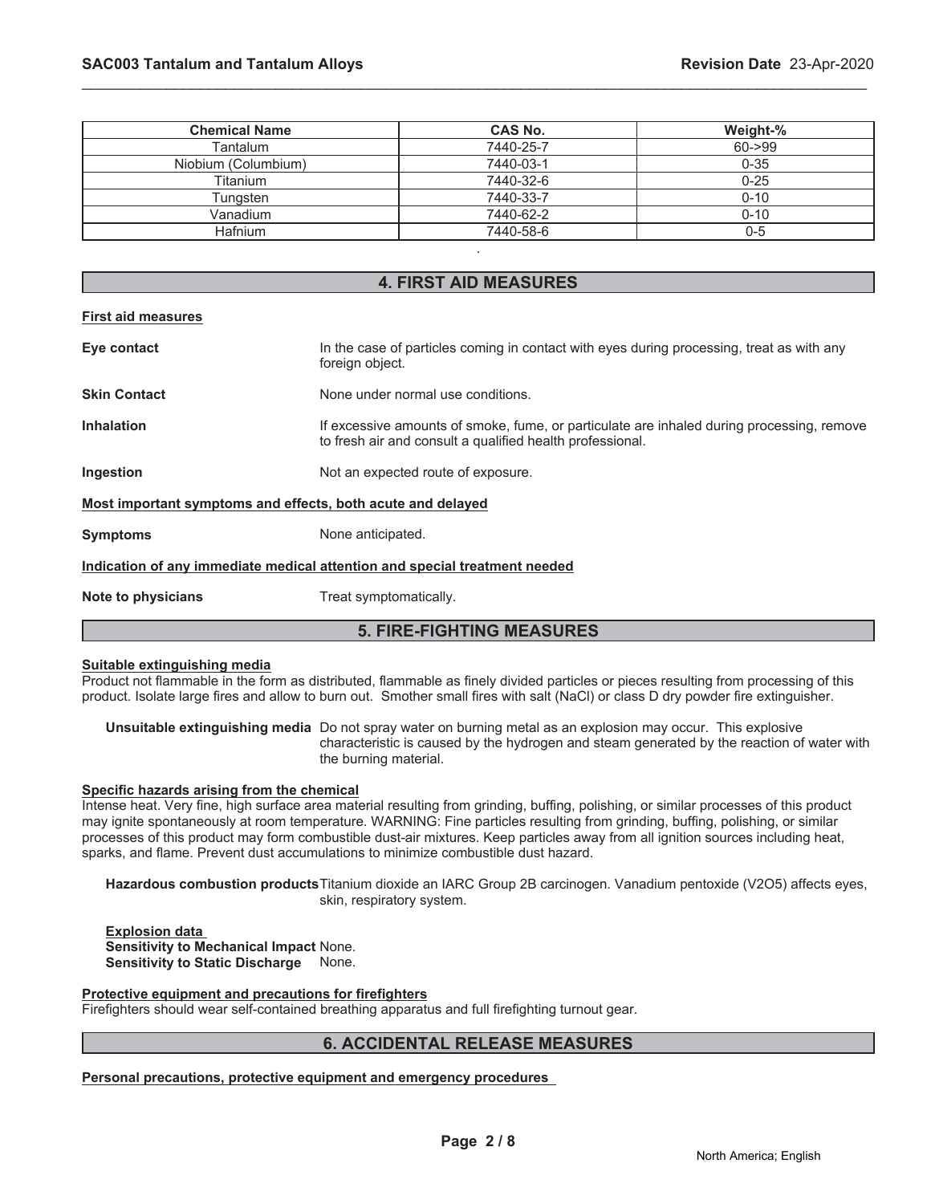| Chemical Name | CAS No. | Weight-% |
| --- | --- | --- |
| Tantalum | 7440-25-7 | 60->99 |
| Niobium (Columbium) | 7440-03-1 | 0-35 |
| Titanium | 7440-32-6 | 0-25 |
| Tungsten | 7440-33-7 | 0-10 |
| Vanadium | 7440-62-2 | 0-10 |
| Hafnium | 7440-58-6 | 0-5 |

.

## 4. FIRST AID MEASURES

**First aid measures**

**Eye contact** In the case of particles coming in contact with eyes during processing, treat as with any foreign object.

**Skin Contact** None under normal use conditions.

**Inhalation** If excessive amounts of smoke, fume, or particulate are inhaled during processing, remove to fresh air and consult a qualified health professional.

**Ingestion** Not an expected route of exposure.

**Most important symptoms and effects, both acute and delayed**

**Symptoms** None anticipated.

**Indication of any immediate medical attention and special treatment needed**

**Note to physicians** Treat symptomatically.

## 5. FIRE-FIGHTING MEASURES

**Suitable extinguishing media**

Product not flammable in the form as distributed, flammable as finely divided particles or pieces resulting from processing of this product. Isolate large fires and allow to burn out. Smother small fires with salt (NaCl) or class D dry powder fire extinguisher.

**Unsuitable extinguishing media** Do not spray water on burning metal as an explosion may occur. This explosive characteristic is caused by the hydrogen and steam generated by the reaction of water with the burning material.

**Specific hazards arising from the chemical**

Intense heat. Very fine, high surface area material resulting from grinding, buffing, polishing, or similar processes of this product may ignite spontaneously at room temperature. WARNING: Fine particles resulting from grinding, buffing, polishing, or similar processes of this product may form combustible dust-air mixtures. Keep particles away from all ignition sources including heat, sparks, and flame. Prevent dust accumulations to minimize combustible dust hazard.

**Hazardous combustion products** Titanium dioxide an IARC Group 2B carcinogen. Vanadium pentoxide ($V_2O_5$) affects eyes, skin, respiratory system.

**Explosion data**
**Sensitivity to Mechanical Impact** None.
**Sensitivity to Static Discharge** None.

**Protective equipment and precautions for firefighters**

Firefighters should wear self-contained breathing apparatus and full firefighting turnout gear.

## 6. ACCIDENTAL RELEASE MEASURES

**Personal precautions, protective equipment and emergency procedures**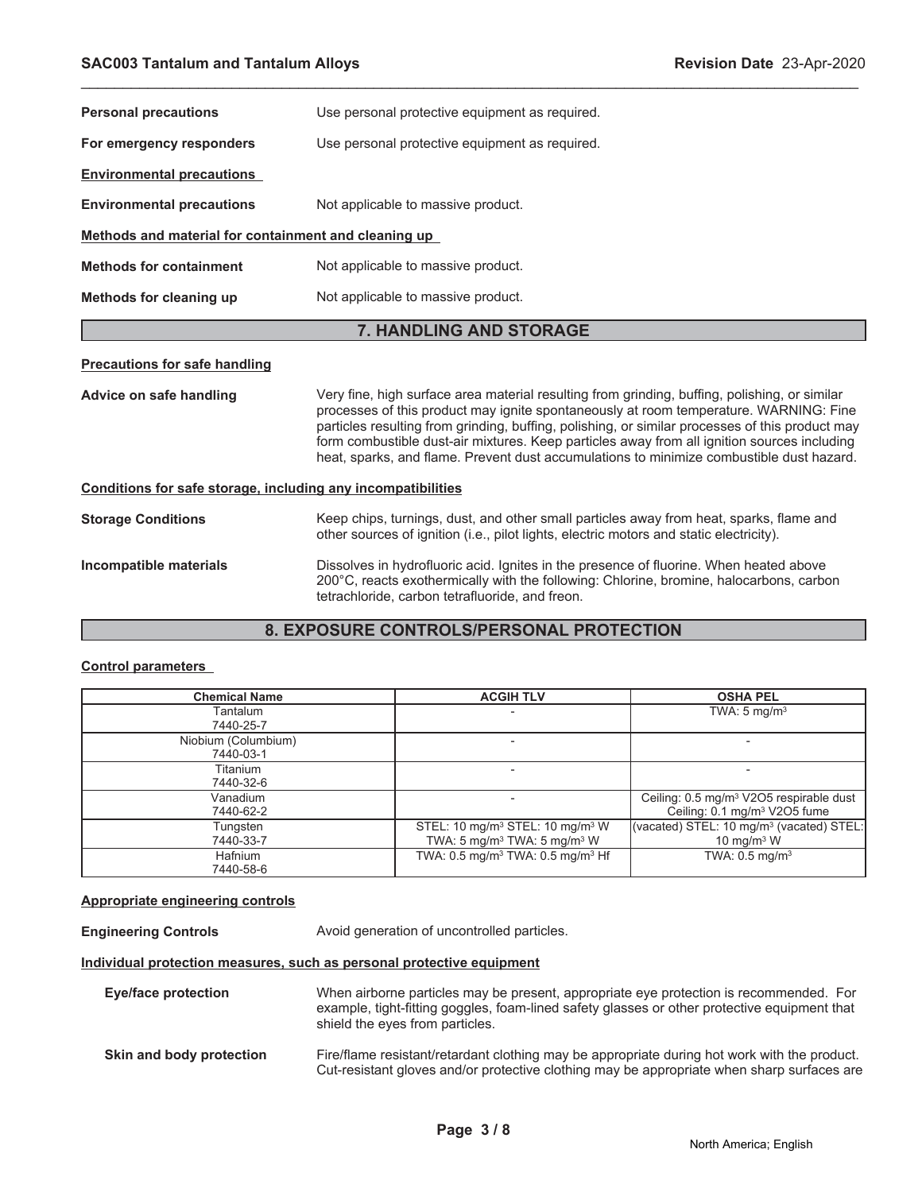**Personal precautions** Use personal protective equipment as required.

**For emergency responders** Use personal protective equipment as required.

**Environmental precautions**

**Environmental precautions** Not applicable to massive product.

**Methods and material for containment and cleaning up**

**Methods for containment** Not applicable to massive product.

**Methods for cleaning up** Not applicable to massive product.

## 7. HANDLING AND STORAGE

**Precautions for safe handling**

**Advice on safe handling** Very fine, high surface area material resulting from grinding, buffing, polishing, or similar processes of this product may ignite spontaneously at room temperature. WARNING: Fine particles resulting from grinding, buffing, polishing, or similar processes of this product may form combustible dust-air mixtures. Keep particles away from all ignition sources including heat, sparks, and flame. Prevent dust accumulations to minimize combustible dust hazard.

**Conditions for safe storage, including any incompatibilities**

**Storage Conditions** Keep chips, turnings, dust, and other small particles away from heat, sparks, flame and other sources of ignition (i.e., pilot lights, electric motors and static electricity).

**Incompatible materials** Dissolves in hydrofluoric acid. Ignites in the presence of fluorine. When heated above 200°C, reacts exothermically with the following: Chlorine, bromine, halocarbons, carbon tetrachloride, carbon tetrafluoride, and freon.

## 8. EXPOSURE CONTROLS/PERSONAL PROTECTION

**Control parameters**

| Chemical Name | ACGIH TLV | OSHA PEL |
|---|---|---|
| Tantalum 7440-25-7 | - | TWA: 5 $mg/m^3$ |
| Niobium (Columbium) 7440-03-1 | - | - |
| Titanium 7440-32-6 | - | - |
| Vanadium 7440-62-2 | - | Ceiling: 0.5 $mg/m^3$ $V_2O_5$ respirable dust Ceiling: 0.1 $mg/m^3$ $V_2O_5$ fume |
| Tungsten 7440-33-7 | STEL: 10 $mg/m^3$ STEL: 10 $mg/m^3$ W TWA: 5 $mg/m^3$ TWA: 5 $mg/m^3$ W | (vacated) STEL: 10 $mg/m^3$ (vacated) STEL: 10 $mg/m^3$ W |
| Hafnium 7440-58-6 | TWA: 0.5 $mg/m^3$ TWA: 0.5 $mg/m^3$ Hf | TWA: 0.5 $mg/m^3$ |

**Appropriate engineering controls**

**Engineering Controls** Avoid generation of uncontrolled particles.

**Individual protection measures, such as personal protective equipment**

**Eye/face protection** When airborne particles may be present, appropriate eye protection is recommended. For example, tight-fitting goggles, foam-lined safety glasses or other protective equipment that shield the eyes from particles.

**Skin and body protection** Fire/flame resistant/retardant clothing may be appropriate during hot work with the product. Cut-resistant gloves and/or protective clothing may be appropriate when sharp surfaces are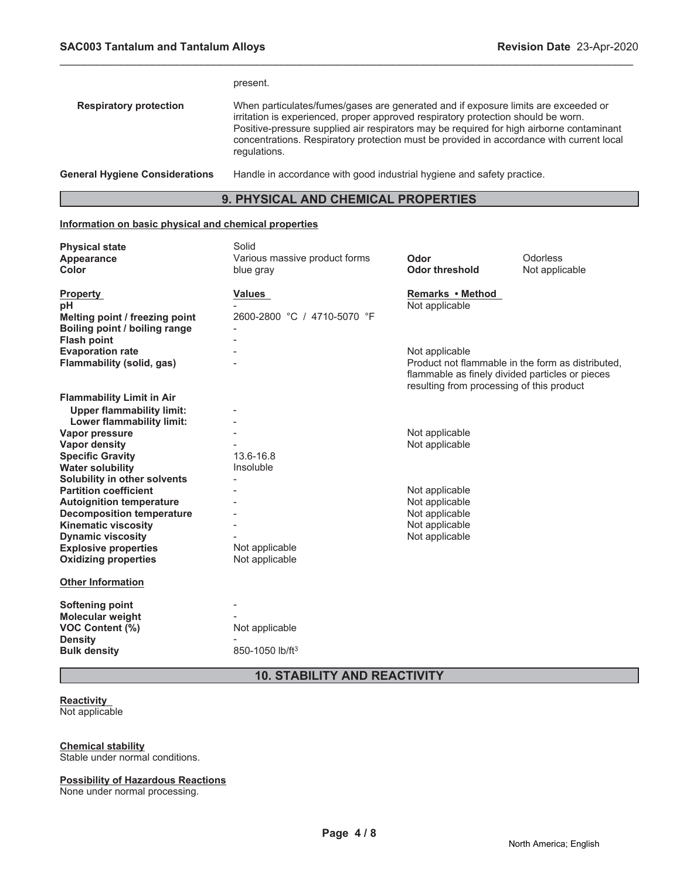present.

| | |
|---|---|
| **Respiratory protection** | When particulates/fumes/gases are generated and if exposure limits are exceeded or irritation is experienced, proper approved respiratory protection should be worn. Positive-pressure supplied air respirators may be required for high airborne contaminant concentrations. Respiratory protection must be provided in accordance with current local regulations. |
| **General Hygiene Considerations** | Handle in accordance with good industrial hygiene and safety practice. |

## 9. PHYSICAL AND CHEMICAL PROPERTIES

**Information on basic physical and chemical properties**

| | | | |
|---|---|---|---|
| **Physical state** | Solid | | |
| **Appearance** | Various massive product forms | **Odor** | Odorless |
| **Color** | blue gray | **Odor threshold** | Not applicable |

| **Property** | **Values** | **Remarks • Method** |
|---|---|---|
| **pH** | - | Not applicable |
| **Melting point / freezing point** | 2600-2800 °C / 4710-5070 °F | |
| **Boiling point / boiling range** | - | |
| **Flash point** | - | |
| **Evaporation rate** | - | Not applicable |
| **Flammability (solid, gas)** | - | Product not flammable in the form as distributed, flammable as finely divided particles or pieces resulting from processing of this product |
| **Flammability Limit in Air** | | |
| **Upper flammability limit:** | - | |
| **Lower flammability limit:** | - | |
| **Vapor pressure** | - | Not applicable |
| **Vapor density** | - | Not applicable |
| **Specific Gravity** | 13.6-16.8 | |
| **Water solubility** | Insoluble | |
| **Solubility in other solvents** | - | |
| **Partition coefficient** | - | Not applicable |
| **Autoignition temperature** | - | Not applicable |
| **Decomposition temperature** | - | Not applicable |
| **Kinematic viscosity** | - | Not applicable |
| **Dynamic viscosity** | - | Not applicable |
| **Explosive properties** | Not applicable | |
| **Oxidizing properties** | Not applicable | |

**Other Information**

| | |
|---|---|
| **Softening point** | - |
| **Molecular weight** | - |
| **VOC Content (%)** | Not applicable |
| **Density** | - |
| **Bulk density** | 850-1050 lb/ft$^3$ |

## 10. STABILITY AND REACTIVITY

**Reactivity**

Not applicable

**Chemical stability**

Stable under normal conditions.

**Possibility of Hazardous Reactions**

None under normal processing.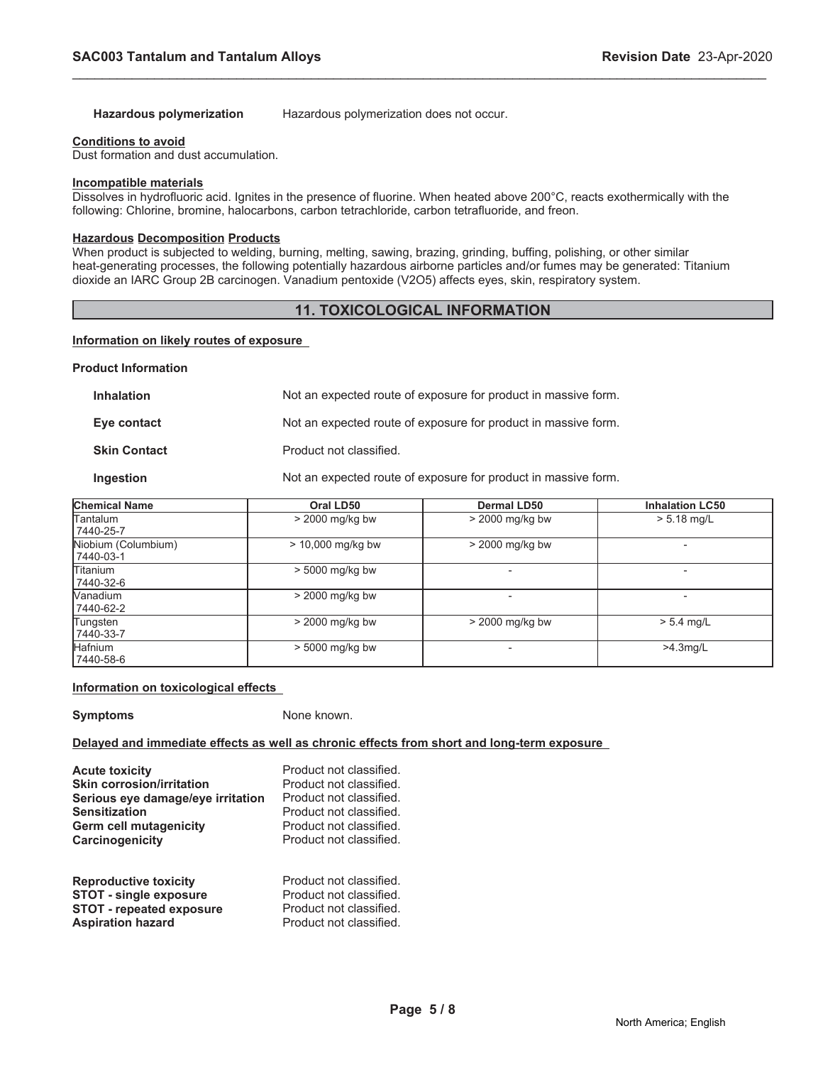**Hazardous polymerization** Hazardous polymerization does not occur.

**Conditions to avoid**
Dust formation and dust accumulation.

**Incompatible materials**
Dissolves in hydrofluoric acid. Ignites in the presence of fluorine. When heated above 200°C, reacts exothermically with the following: Chlorine, bromine, halocarbons, carbon tetrachloride, carbon tetrafluoride, and freon.

**Hazardous Decomposition Products**
When product is subjected to welding, burning, melting, sawing, brazing, grinding, buffing, polishing, or other similar heat-generating processes, the following potentially hazardous airborne particles and/or fumes may be generated: Titanium dioxide an IARC Group 2B carcinogen. Vanadium pentoxide ($V_2O_5$) affects eyes, skin, respiratory system.

## 11. TOXICOLOGICAL INFORMATION

**Information on likely routes of exposure**

**Product Information**

**Inhalation** Not an expected route of exposure for product in massive form.

**Eye contact** Not an expected route of exposure for product in massive form.

**Skin Contact** Product not classified.

**Ingestion** Not an expected route of exposure for product in massive form.

| Chemical Name | Oral LD50 | Dermal LD50 | Inhalation LC50 |
|---|---|---|---|
| Tantalum 7440-25-7 | > 2000 mg/kg bw | > 2000 mg/kg bw | > 5.18 mg/L |
| Niobium (Columbium) 7440-03-1 | > 10,000 mg/kg bw | > 2000 mg/kg bw | - |
| Titanium 7440-32-6 | > 5000 mg/kg bw | - | - |
| Vanadium 7440-62-2 | > 2000 mg/kg bw | - | - |
| Tungsten 7440-33-7 | > 2000 mg/kg bw | > 2000 mg/kg bw | > 5.4 mg/L |
| Hafnium 7440-58-6 | > 5000 mg/kg bw | - | >4.3mg/L |

**Information on toxicological effects**

**Symptoms** None known.

**Delayed and immediate effects as well as chronic effects from short and long-term exposure**

**Acute toxicity** Product not classified.
**Skin corrosion/irritation** Product not classified.
**Serious eye damage/eye irritation** Product not classified.
**Sensitization** Product not classified.
**Germ cell mutagenicity** Product not classified.
**Carcinogenicity** Product not classified.

**Reproductive toxicity** Product not classified.
**STOT - single exposure** Product not classified.
**STOT - repeated exposure** Product not classified.
**Aspiration hazard** Product not classified.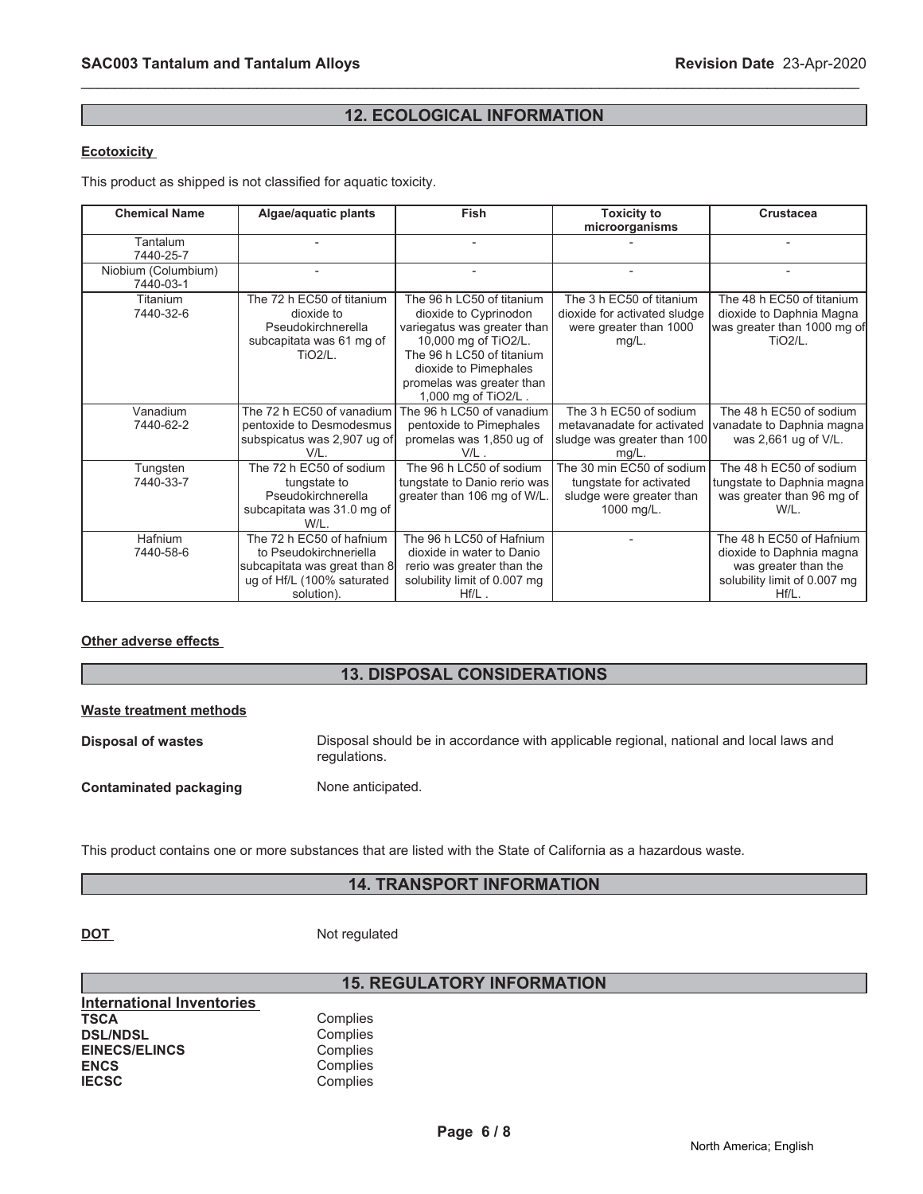## 12. ECOLOGICAL INFORMATION

**Ecotoxicity**

This product as shipped is not classified for aquatic toxicity.

| Chemical Name | Algae/aquatic plants | Fish | Toxicity to microorganisms | Crustacea |
|---|---|---|---|---|
| Tantalum 7440-25-7 | - | - | - | - |
| Niobium (Columbium) 7440-03-1 | - | - | - | - |
| Titanium 7440-32-6 | The 72 h EC50 of titanium dioxide to Pseudokirchnerella subcapitata was 61 mg of TiO2/L. | The 96 h LC50 of titanium dioxide to Cyprinodon variegatus was greater than 10,000 mg of TiO2/L. The 96 h LC50 of titanium dioxide to Pimephales promelas was greater than 1,000 mg of TiO2/L . | The 3 h EC50 of titanium dioxide for activated sludge were greater than 1000 mg/L. | The 48 h EC50 of titanium dioxide to Daphnia Magna was greater than 1000 mg of TiO2/L. |
| Vanadium 7440-62-2 | The 72 h EC50 of vanadium pentoxide to Desmodesmus subspicatus was 2,907 ug of V/L. | The 96 h LC50 of vanadium pentoxide to Pimephales promelas was 1,850 ug of V/L . | The 3 h EC50 of sodium metavanadate for activated sludge was greater than 100 mg/L. | The 48 h EC50 of sodium vanadate to Daphnia magna was 2,661 ug of V/L. |
| Tungsten 7440-33-7 | The 72 h EC50 of sodium tungstate to Pseudokirchnerella subcapitata was 31.0 mg of W/L. | The 96 h LC50 of sodium tungstate to Danio rerio was greater than 106 mg of W/L. | The 30 min EC50 of sodium tungstate for activated sludge were greater than 1000 mg/L. | The 48 h EC50 of sodium tungstate to Daphnia magna was greater than 96 mg of W/L. |
| Hafnium 7440-58-6 | The 72 h EC50 of hafnium to Pseudokirchneriella subcapitata was great than 8 ug of Hf/L (100% saturated solution). | The 96 h LC50 of Hafnium dioxide in water to Danio rerio was greater than the solubility limit of 0.007 mg Hf/L . | - | The 48 h EC50 of Hafnium dioxide to Daphnia magna was greater than the solubility limit of 0.007 mg Hf/L. |

**Other adverse effects**

## 13. DISPOSAL CONSIDERATIONS

**Waste treatment methods**

**Disposal of wastes** Disposal should be in accordance with applicable regional, national and local laws and regulations.

**Contaminated packaging** None anticipated.

This product contains one or more substances that are listed with the State of California as a hazardous waste.

## 14. TRANSPORT INFORMATION

**DOT** Not regulated

## 15. REGULATORY INFORMATION

**International Inventories**

**TSCA** Complies
**DSL/NDSL** Complies
**EINECS/ELINCS** Complies
**ENCS** Complies
**IECSC** Complies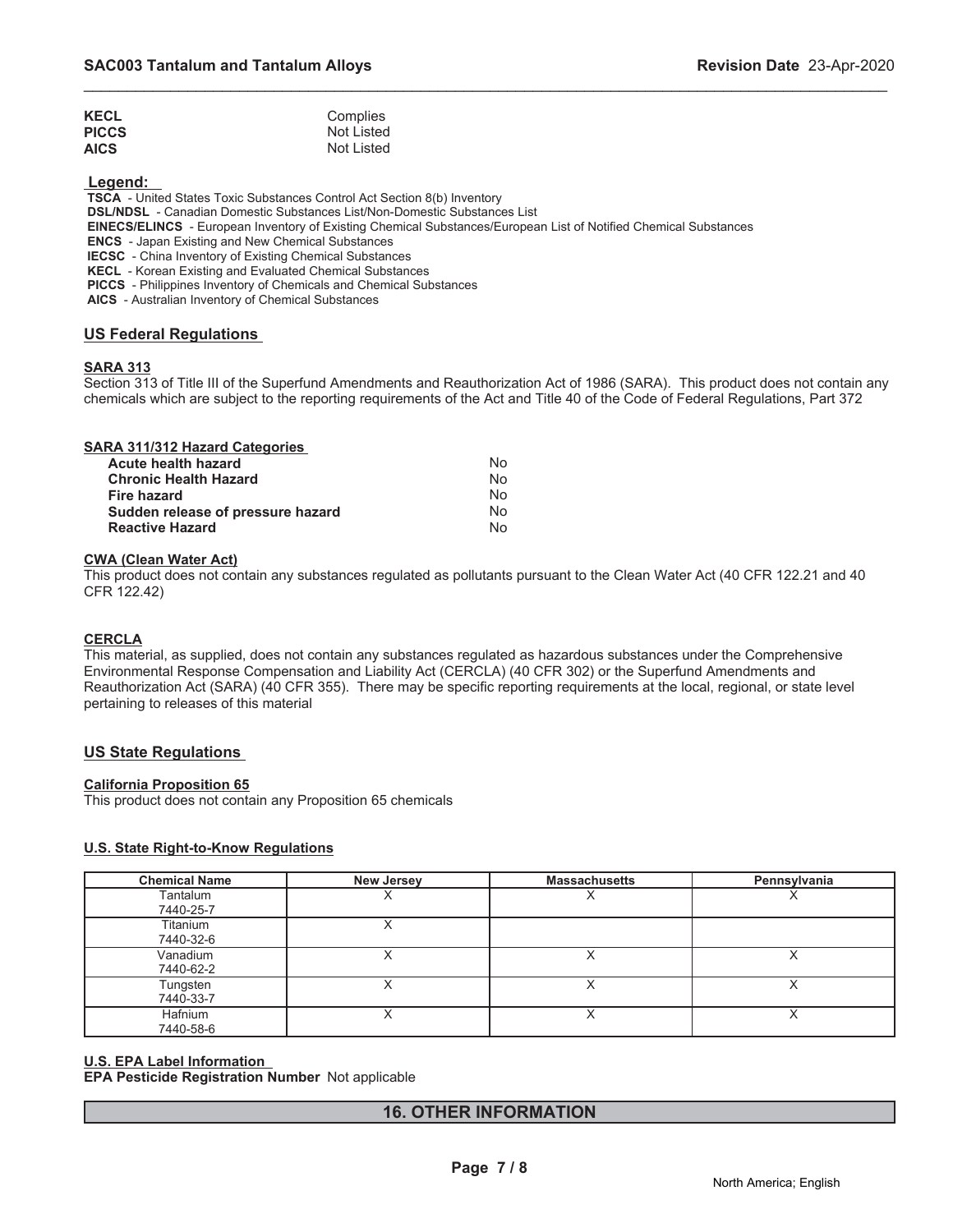| | |
|---|---|
| **KECL** | Complies |
| **PICCS** | Not Listed |
| **AICS** | Not Listed |

**Legend:**

**TSCA** - United States Toxic Substances Control Act Section 8(b) Inventory
**DSL/NDSL** - Canadian Domestic Substances List/Non-Domestic Substances List
**EINECS/ELINCS** - European Inventory of Existing Chemical Substances/European List of Notified Chemical Substances
**ENCS** - Japan Existing and New Chemical Substances
**IECSC** - China Inventory of Existing Chemical Substances
**KECL** - Korean Existing and Evaluated Chemical Substances
**PICCS** - Philippines Inventory of Chemicals and Chemical Substances
**AICS** - Australian Inventory of Chemical Substances

## US Federal Regulations

### SARA 313

Section 313 of Title III of the Superfund Amendments and Reauthorization Act of 1986 (SARA). This product does not contain any chemicals which are subject to the reporting requirements of the Act and Title 40 of the Code of Federal Regulations, Part 372

### SARA 311/312 Hazard Categories

| | |
|---|---|
| **Acute health hazard** | No |
| **Chronic Health Hazard** | No |
| **Fire hazard** | No |
| **Sudden release of pressure hazard** | No |
| **Reactive Hazard** | No |

### CWA (Clean Water Act)

This product does not contain any substances regulated as pollutants pursuant to the Clean Water Act (40 CFR 122.21 and 40 CFR 122.42)

### CERCLA

This material, as supplied, does not contain any substances regulated as hazardous substances under the Comprehensive Environmental Response Compensation and Liability Act (CERCLA) (40 CFR 302) or the Superfund Amendments and Reauthorization Act (SARA) (40 CFR 355). There may be specific reporting requirements at the local, regional, or state level pertaining to releases of this material

## US State Regulations

### California Proposition 65

This product does not contain any Proposition 65 chemicals

### U.S. State Right-to-Know Regulations

| Chemical Name | New Jersey | Massachusetts | Pennsylvania |
|---|---|---|---|
| Tantalum 7440-25-7 | X | X | X |
| Titanium 7440-32-6 | X | | |
| Vanadium 7440-62-2 | X | X | X |
| Tungsten 7440-33-7 | X | X | X |
| Hafnium 7440-58-6 | X | X | X |

### U.S. EPA Label Information

**EPA Pesticide Registration Number** Not applicable

# 16. OTHER INFORMATION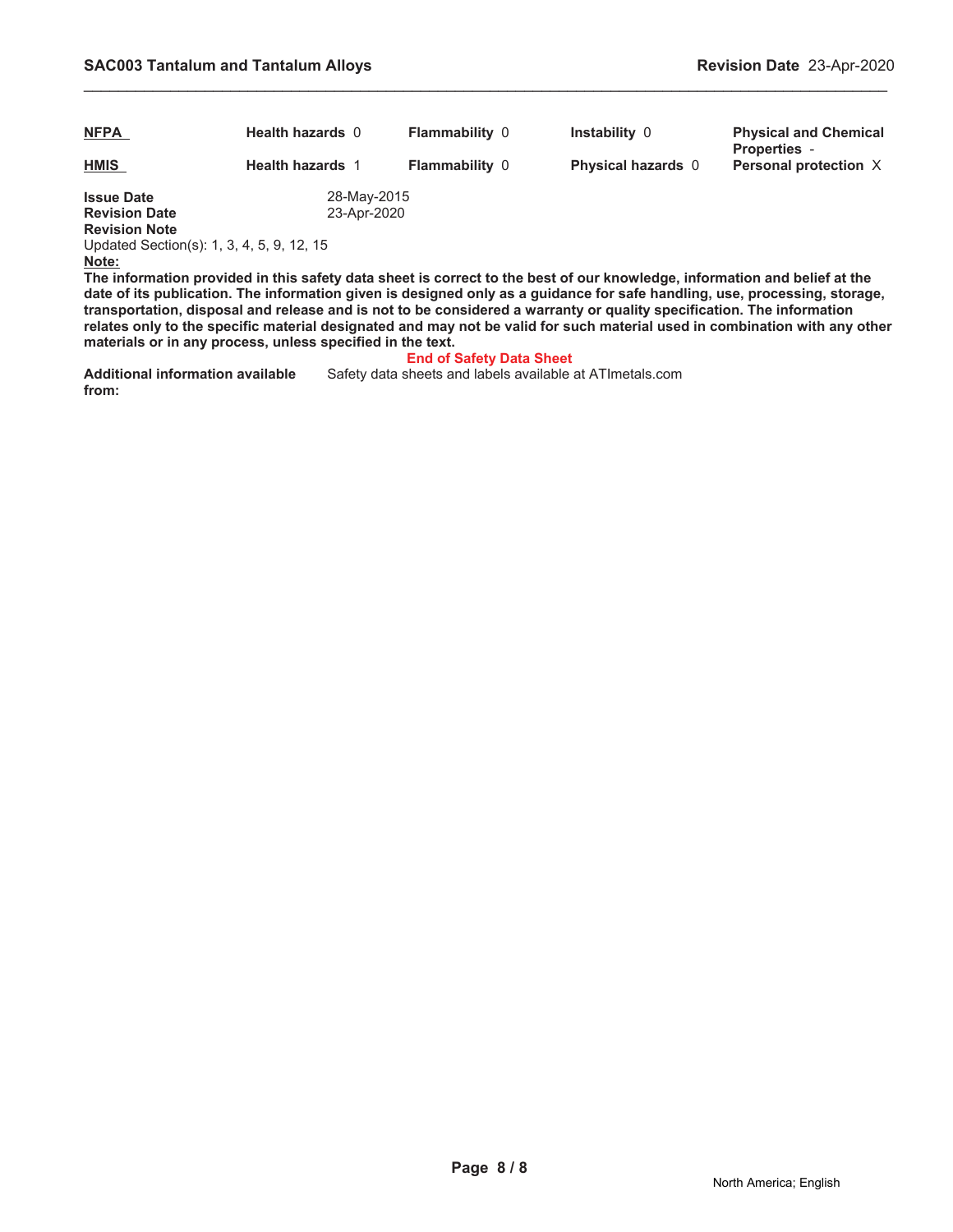| | | | | |
|---|---|---|---|---|
| **NFPA** | **Health hazards** 0 | **Flammability** 0 | **Instability** 0 | **Physical and Chemical Properties** - |
| **HMIS** | **Health hazards** 1 | **Flammability** 0 | **Physical hazards** 0 | **Personal protection** X |

**Issue Date** 28-May-2015
**Revision Date** 23-Apr-2020
**Revision Note**
Updated Section(s): 1, 3, 4, 5, 9, 12, 15

**Note:**

**The information provided in this safety data sheet is correct to the best of our knowledge, information and belief at the date of its publication. The information given is designed only as a guidance for safe handling, use, processing, storage, transportation, disposal and release and is not to be considered a warranty or quality specification. The information relates only to the specific material designated and may not be valid for such material used in combination with any other materials or in any process, unless specified in the text.**

**End of Safety Data Sheet**

**Additional information available from:** Safety data sheets and labels available at ATImetals.com

North America; English